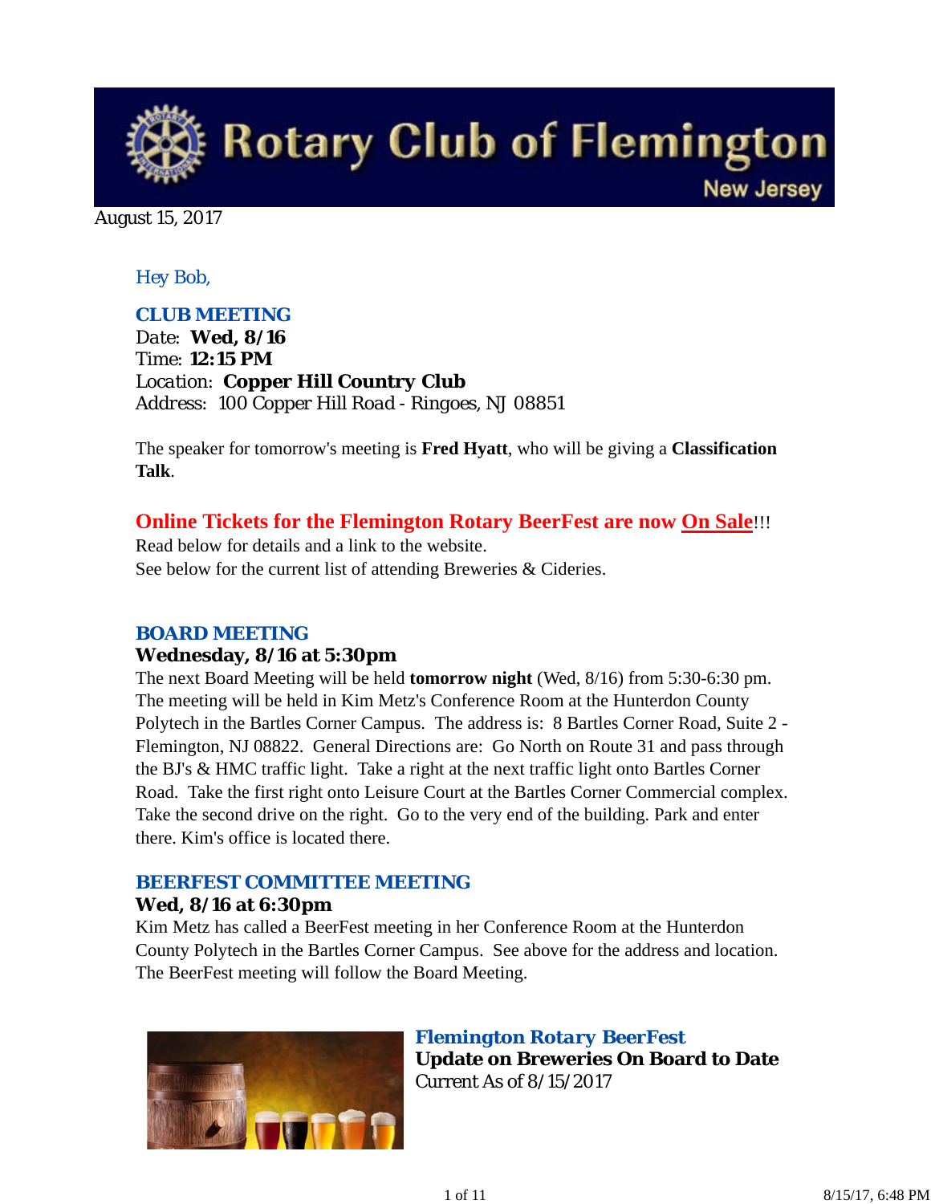# Rotary Club of Flemington New Jersey

August 15, 2017

Hey Bob,

### CLUB MEETING

Date: **Wed, 8/16**
Time: **12:15 PM**
Location: **Copper Hill Country Club**
Address: 100 Copper Hill Road - Ringoes, NJ 08851

The speaker for tomorrow's meeting is **Fred Hyatt**, who will be giving a **Classification Talk**.

**Online Tickets for the Flemington Rotary BeerFest are now On Sale!!!**
Read below for details and a link to the website.
See below for the current list of attending Breweries & Cideries.

### BOARD MEETING

**Wednesday, 8/16 at 5:30pm**

The next Board Meeting will be held **tomorrow night** (Wed, 8/16) from 5:30-6:30 pm. The meeting will be held in Kim Metz's Conference Room at the Hunterdon County Polytech in the Bartles Corner Campus. The address is: 8 Bartles Corner Road, Suite 2 - Flemington, NJ 08822. General Directions are: Go North on Route 31 and pass through the BJ's & HMC traffic light. Take a right at the next traffic light onto Bartles Corner Road. Take the first right onto Leisure Court at the Bartles Corner Commercial complex. Take the second drive on the right. Go to the very end of the building. Park and enter there. Kim's office is located there.

### BEERFEST COMMITTEE MEETING

**Wed, 8/16 at 6:30pm**

Kim Metz has called a BeerFest meeting in her Conference Room at the Hunterdon County Polytech in the Bartles Corner Campus. See above for the address and location. The BeerFest meeting will follow the Board Meeting.

### Flemington Rotary BeerFest

**Update on Breweries On Board to Date**
Current As of 8/15/2017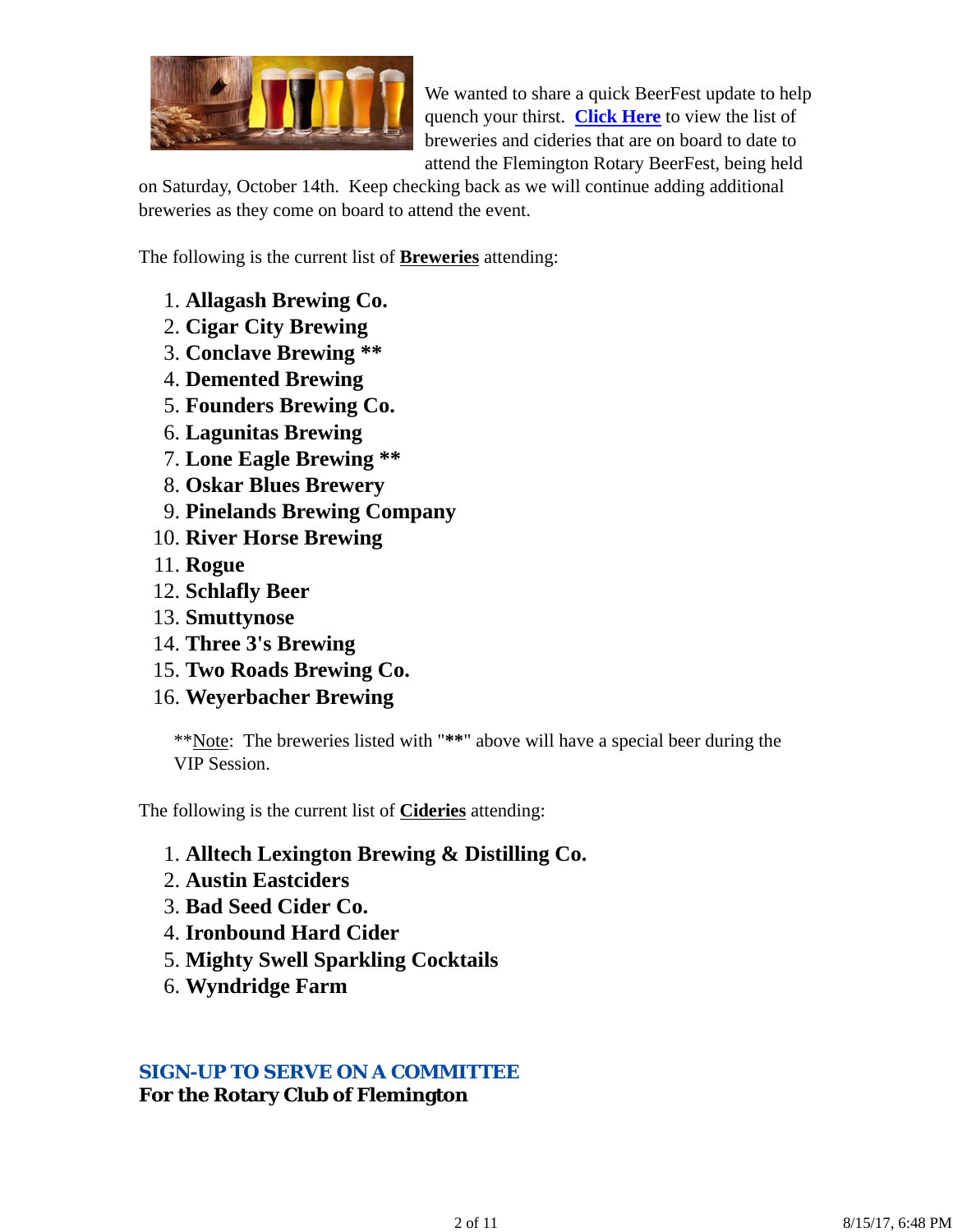We wanted to share a quick BeerFest update to help quench your thirst. **Click Here** to view the list of breweries and cideries that are on board to date to attend the Flemington Rotary BeerFest, being held on Saturday, October 14th. Keep checking back as we will continue adding additional breweries as they come on board to attend the event.

The following is the current list of **Breweries** attending:

1. **Allagash Brewing Co.**
2. **Cigar City Brewing**
3. **Conclave Brewing \*\***
4. **Demented Brewing**
5. **Founders Brewing Co.**
6. **Lagunitas Brewing**
7. **Lone Eagle Brewing \*\***
8. **Oskar Blues Brewery**
9. **Pinelands Brewing Company**
10. **River Horse Brewing**
11. **Rogue**
12. **Schlafly Beer**
13. **Smuttynose**
14. **Three 3's Brewing**
15. **Two Roads Brewing Co.**
16. **Weyerbacher Brewing**

> \*\*Note: The breweries listed with "**\*\***" above will have a special beer during the VIP Session.

The following is the current list of **Cideries** attending:

1. **Alltech Lexington Brewing & Distilling Co.**
2. **Austin Eastciders**
3. **Bad Seed Cider Co.**
4. **Ironbound Hard Cider**
5. **Mighty Swell Sparkling Cocktails**
6. **Wyndridge Farm**

## SIGN-UP TO SERVE ON A COMMITTEE

**For the Rotary Club of Flemington**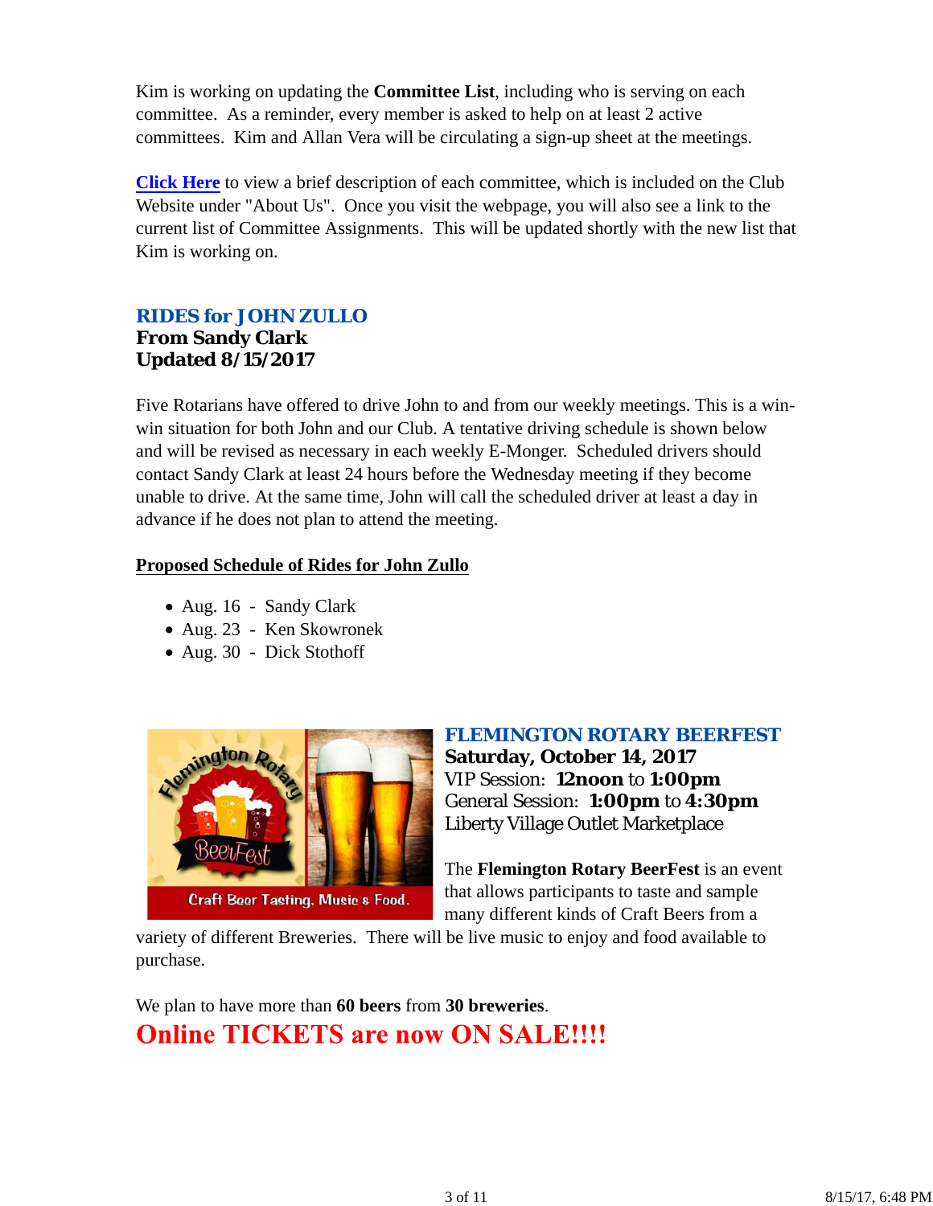Kim is working on updating the **Committee List**, including who is serving on each committee. As a reminder, every member is asked to help on at least 2 active committees. Kim and Allan Vera will be circulating a sign-up sheet at the meetings.

**Click Here** to view a brief description of each committee, which is included on the Club Website under "About Us". Once you visit the webpage, you will also see a link to the current list of Committee Assignments. This will be updated shortly with the new list that Kim is working on.

### RIDES for JOHN ZULLO
**From Sandy Clark**
**Updated 8/15/2017**

Five Rotarians have offered to drive John to and from our weekly meetings. This is a win-win situation for both John and our Club. A tentative driving schedule is shown below and will be revised as necessary in each weekly E-Monger. Scheduled drivers should contact Sandy Clark at least 24 hours before the Wednesday meeting if they become unable to drive. At the same time, John will call the scheduled driver at least a day in advance if he does not plan to attend the meeting.

**Proposed Schedule of Rides for John Zullo**

- Aug. 16 - Sandy Clark
- Aug. 23 - Ken Skowronek
- Aug. 30 - Dick Stothoff

### FLEMINGTON ROTARY BEERFEST
**Saturday, October 14, 2017**
VIP Session: **12noon** to **1:00pm**
General Session: **1:00pm** to **4:30pm**
Liberty Village Outlet Marketplace

The **Flemington Rotary BeerFest** is an event that allows participants to taste and sample many different kinds of Craft Beers from a variety of different Breweries. There will be live music to enjoy and food available to purchase.

We plan to have more than **60 beers** from **30 breweries**.

**Online TICKETS are now ON SALE!!!!**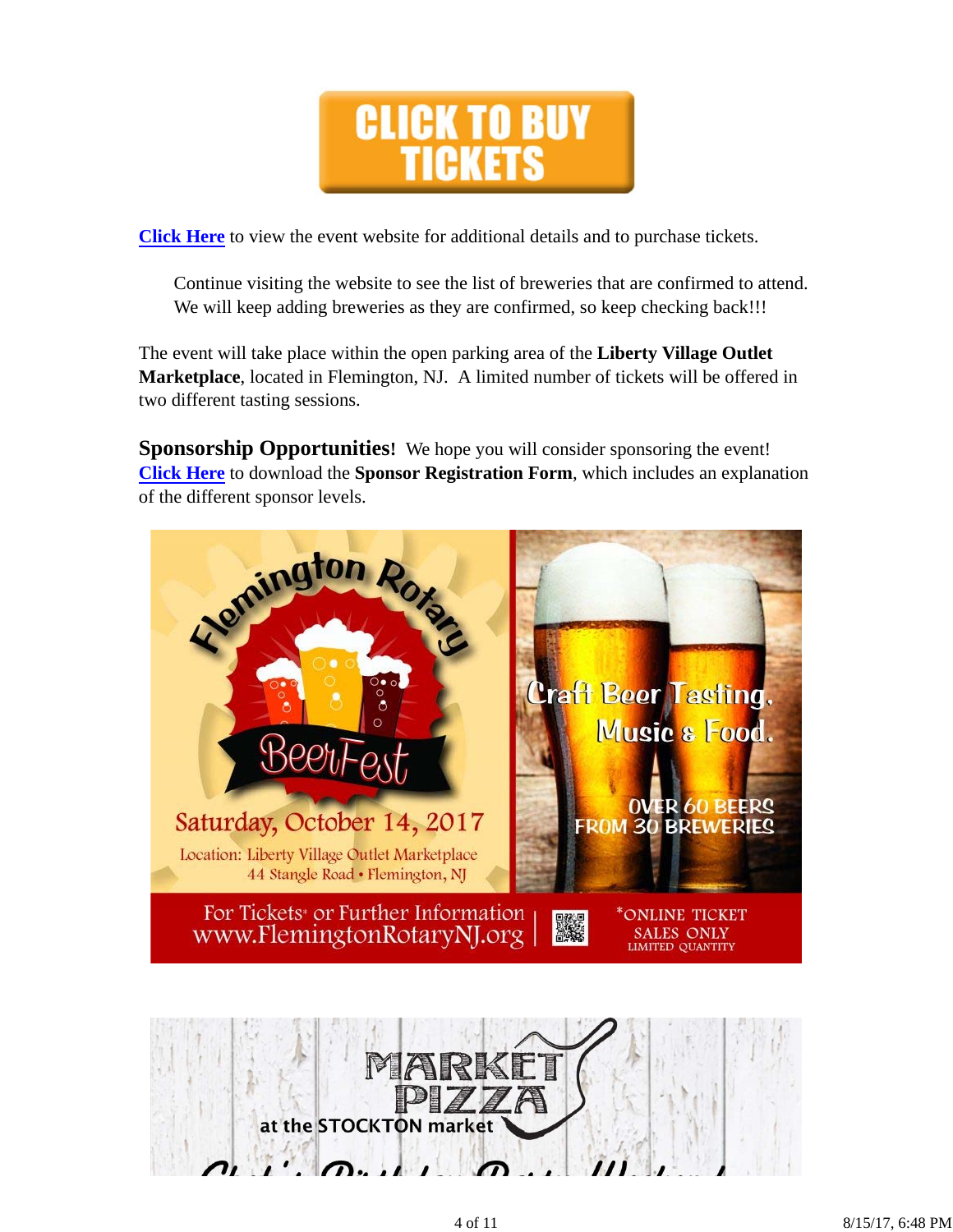**CLICK TO BUY TICKETS**

**Click Here** to view the event website for additional details and to purchase tickets.

> Continue visiting the website to see the list of breweries that are confirmed to attend. We will keep adding breweries as they are confirmed, so keep checking back!!!

The event will take place within the open parking area of the **Liberty Village Outlet Marketplace**, located in Flemington, NJ. A limited number of tickets will be offered in two different tasting sessions.

**Sponsorship Opportunities!** We hope you will consider sponsoring the event! **Click Here** to download the **Sponsor Registration Form**, which includes an explanation of the different sponsor levels.

Flemington Rotary BeerFest

Saturday, October 14, 2017

Location: Liberty Village Outlet Marketplace
44 Stangle Road • Flemington, NJ

Craft Beer Tasting, Music & Food.

OVER 60 BEERS FROM 30 BREWERIES

For Tickets* or Further Information
www.FlemingtonRotaryNJ.org

*ONLINE TICKET SALES ONLY
LIMITED QUANTITY

MARKET PIZZA at the STOCKTON market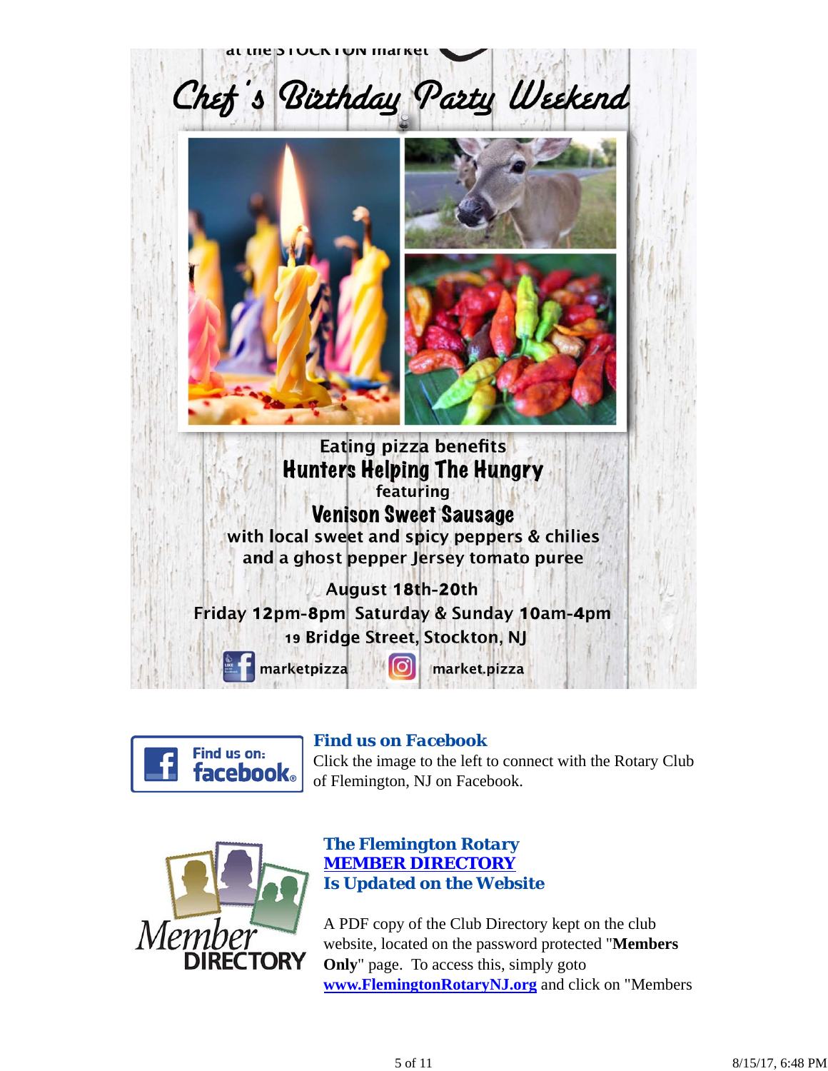at the STOCKTON market

# Chef's Birthday Party Weekend

Eating pizza benefits

**Hunters Helping The Hungry**

featuring

**Venison Sweet Sausage**

with local sweet and spicy peppers & chilies
and a ghost pepper Jersey tomato puree

August 18th-20th

Friday 12pm-8pm Saturday & Sunday 10am-4pm

19 Bridge Street, Stockton, NJ

marketpizza market.pizza

Find us on: facebook

### *Find us on Facebook*

Click the image to the left to connect with the Rotary Club of Flemington, NJ on Facebook.

Member DIRECTORY

### *The Flemington Rotary MEMBER DIRECTORY Is Updated on the Website*

A PDF copy of the Club Directory kept on the club website, located on the password protected "**Members Only**" page. To access this, simply goto **www.FlemingtonRotaryNJ.org** and click on "Members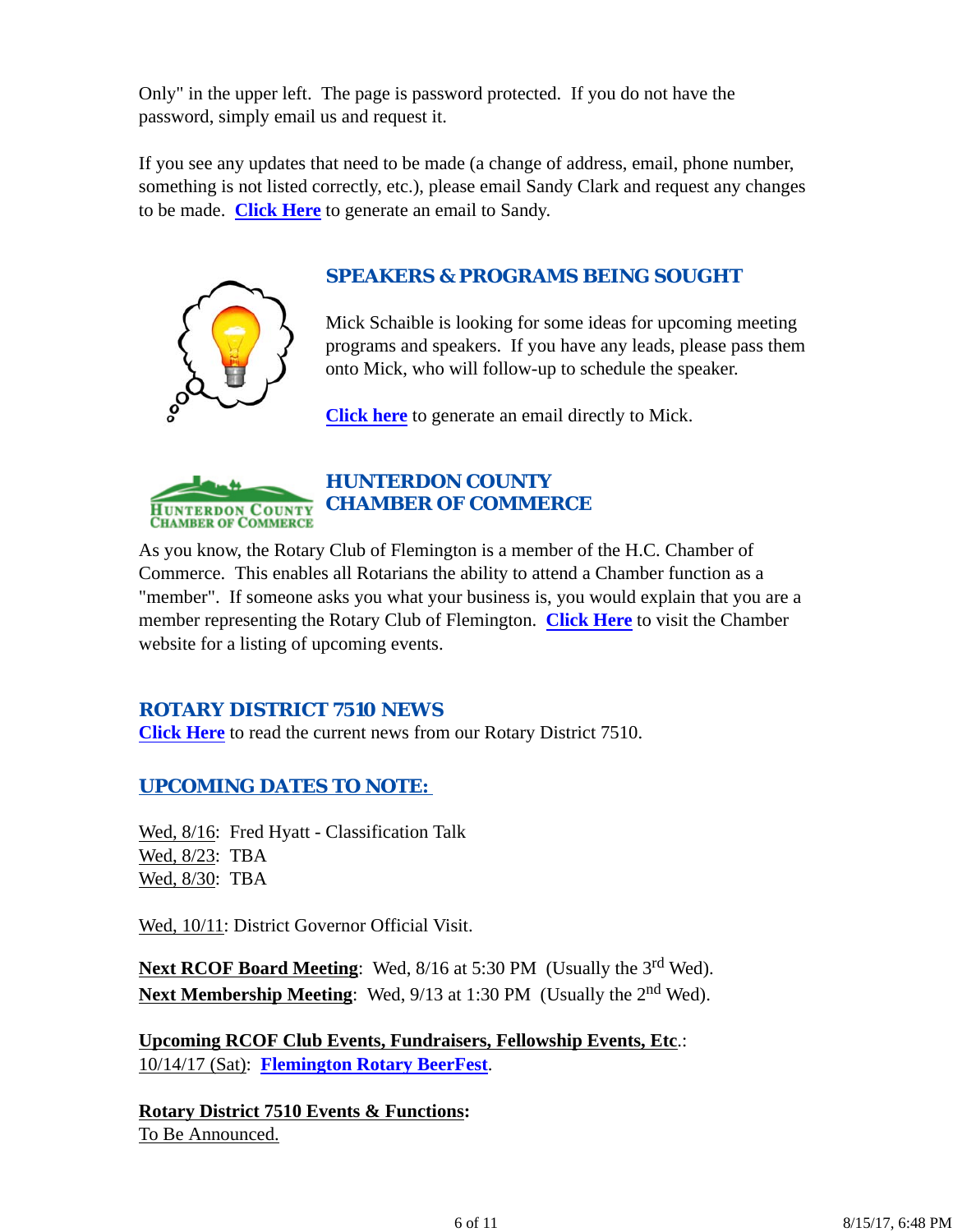Only" in the upper left.  The page is password protected.  If you do not have the password, simply email us and request it.

If you see any updates that need to be made (a change of address, email, phone number, something is not listed correctly, etc.), please email Sandy Clark and request any changes to be made.  **Click Here** to generate an email to Sandy.

## SPEAKERS & PROGRAMS BEING SOUGHT

Mick Schaible is looking for some ideas for upcoming meeting programs and speakers.  If you have any leads, please pass them onto Mick, who will follow-up to schedule the speaker.

**Click here** to generate an email directly to Mick.

## HUNTERDON COUNTY CHAMBER OF COMMERCE

As you know, the Rotary Club of Flemington is a member of the H.C. Chamber of Commerce.  This enables all Rotarians the ability to attend a Chamber function as a "member".  If someone asks you what your business is, you would explain that you are a member representing the Rotary Club of Flemington.  **Click Here** to visit the Chamber website for a listing of upcoming events.

## ROTARY DISTRICT 7510 NEWS

**Click Here** to read the current news from our Rotary District 7510.

## UPCOMING DATES TO NOTE:

Wed, 8/16:  Fred Hyatt - Classification Talk
Wed, 8/23:  TBA
Wed, 8/30:  TBA

Wed, 10/11: District Governor Official Visit.

**Next RCOF Board Meeting**:  Wed, 8/16 at 5:30 PM  (Usually the 3rd Wed).
**Next Membership Meeting**:  Wed, 9/13 at 1:30 PM  (Usually the 2nd Wed).

**Upcoming RCOF Club Events, Fundraisers, Fellowship Events, Etc**.:
10/14/17 (Sat):  **Flemington Rotary BeerFest**.

**Rotary District 7510 Events & Functions:**
To Be Announced.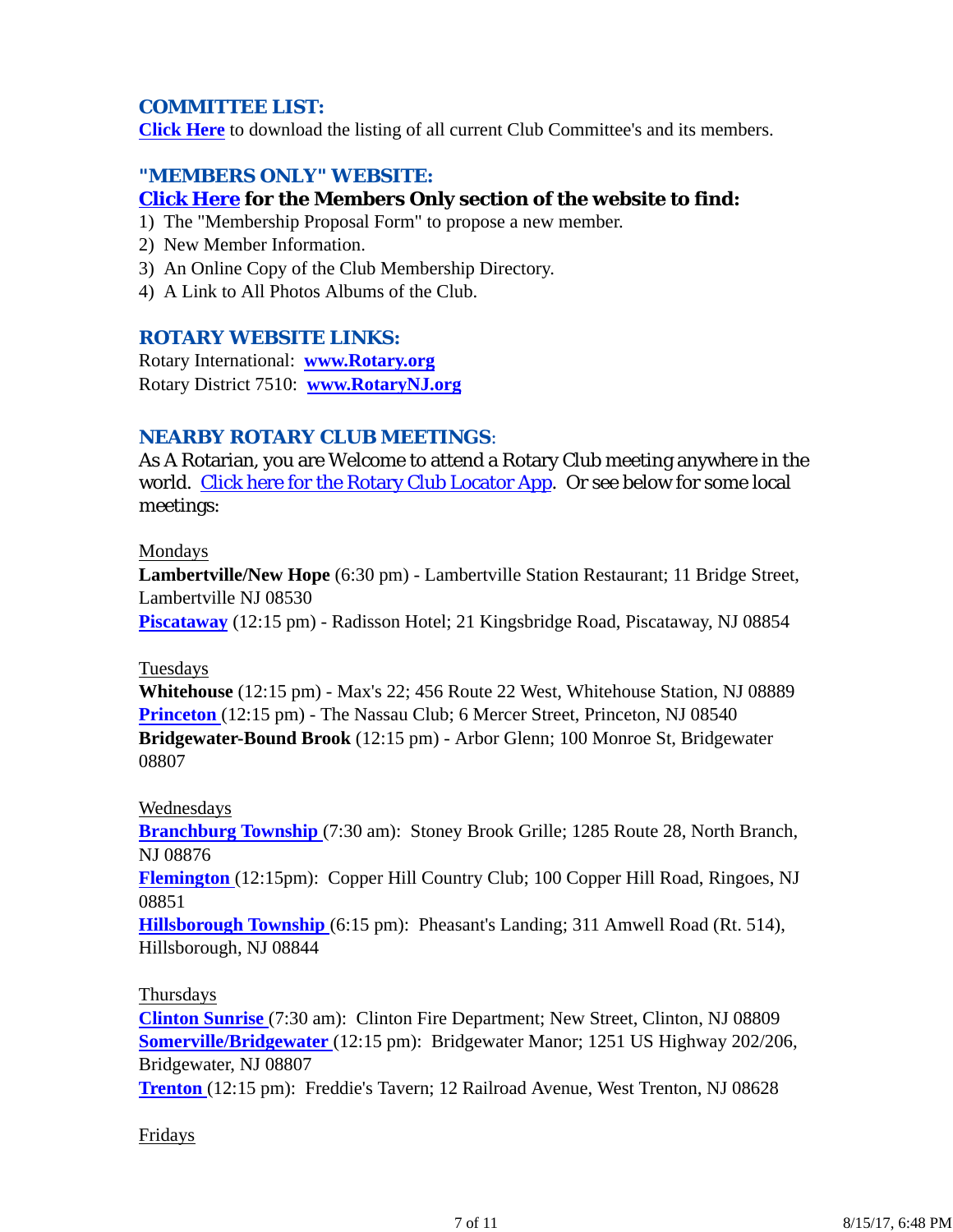## COMMITTEE LIST:

**Click Here** to download the listing of all current Club Committee's and its members.

## "MEMBERS ONLY" WEBSITE:

**Click Here for the Members Only section of the website to find:**

1) The "Membership Proposal Form" to propose a new member.
2) New Member Information.
3) An Online Copy of the Club Membership Directory.
4) A Link to All Photos Albums of the Club.

## ROTARY WEBSITE LINKS:

Rotary International: **www.Rotary.org**
Rotary District 7510: **www.RotaryNJ.org**

## NEARBY ROTARY CLUB MEETINGS:

As A Rotarian, you are Welcome to attend a Rotary Club meeting anywhere in the world. Click here for the Rotary Club Locator App. Or see below for some local meetings:

Mondays

**Lambertville/New Hope** (6:30 pm) - Lambertville Station Restaurant; 11 Bridge Street, Lambertville NJ 08530
**Piscataway** (12:15 pm) - Radisson Hotel; 21 Kingsbridge Road, Piscataway, NJ 08854

Tuesdays

**Whitehouse** (12:15 pm) - Max's 22; 456 Route 22 West, Whitehouse Station, NJ 08889
**Princeton** (12:15 pm) - The Nassau Club; 6 Mercer Street, Princeton, NJ 08540
**Bridgewater-Bound Brook** (12:15 pm) - Arbor Glenn; 100 Monroe St, Bridgewater 08807

Wednesdays

**Branchburg Township** (7:30 am): Stoney Brook Grille; 1285 Route 28, North Branch, NJ 08876
**Flemington** (12:15pm): Copper Hill Country Club; 100 Copper Hill Road, Ringoes, NJ 08851
**Hillsborough Township** (6:15 pm): Pheasant's Landing; 311 Amwell Road (Rt. 514), Hillsborough, NJ 08844

Thursdays

**Clinton Sunrise** (7:30 am): Clinton Fire Department; New Street, Clinton, NJ 08809
**Somerville/Bridgewater** (12:15 pm): Bridgewater Manor; 1251 US Highway 202/206, Bridgewater, NJ 08807
**Trenton** (12:15 pm): Freddie's Tavern; 12 Railroad Avenue, West Trenton, NJ 08628

Fridays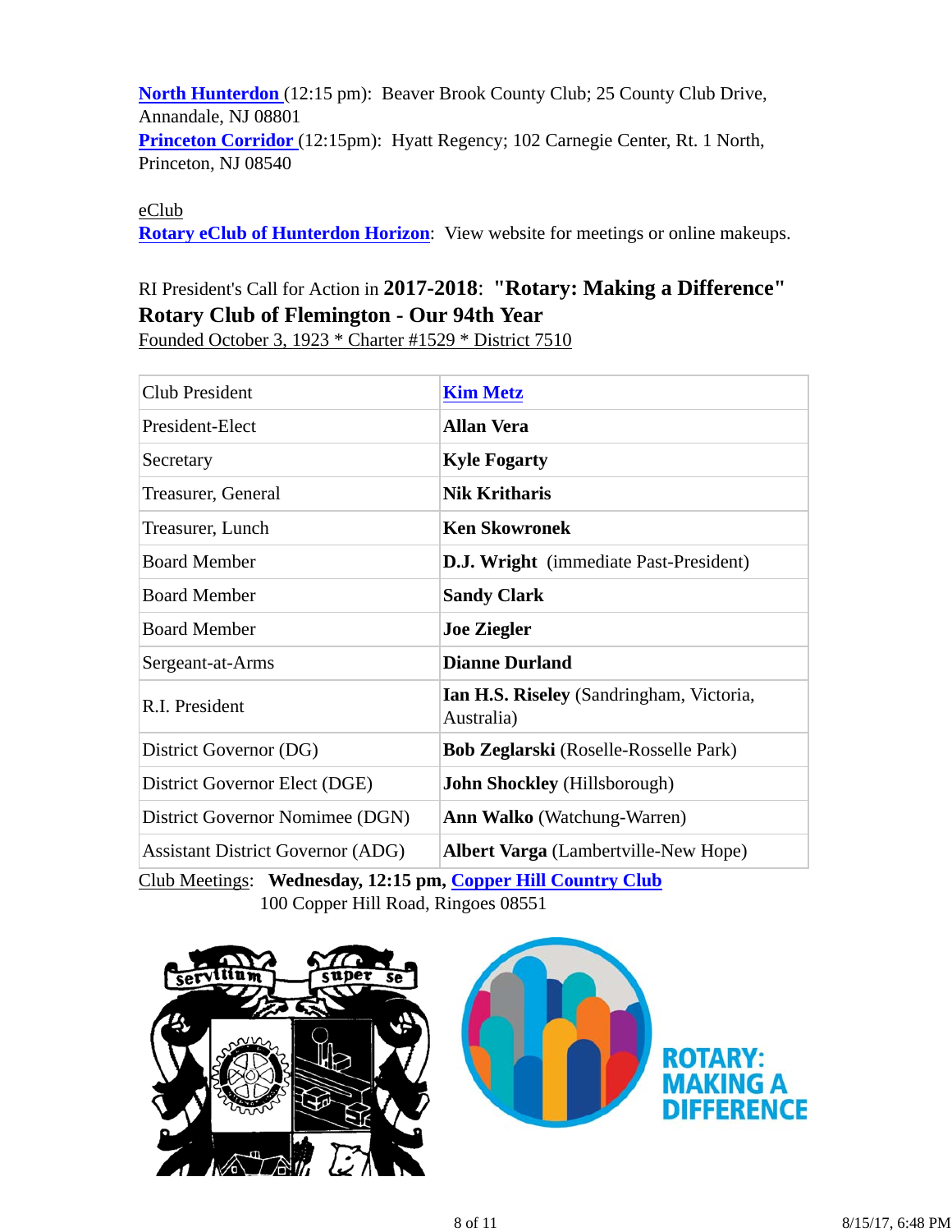**North Hunterdon** (12:15 pm): Beaver Brook County Club; 25 County Club Drive, Annandale, NJ 08801
**Princeton Corridor** (12:15pm): Hyatt Regency; 102 Carnegie Center, Rt. 1 North, Princeton, NJ 08540

eClub
**Rotary eClub of Hunterdon Horizon**: View website for meetings or online makeups.

RI President's Call for Action in **2017-2018**: **"Rotary: Making a Difference"**
**Rotary Club of Flemington - Our 94th Year**
Founded October 3, 1923 * Charter #1529 * District 7510

| Club President | **Kim Metz** |
|---|---|
| President-Elect | **Allan Vera** |
| Secretary | **Kyle Fogarty** |
| Treasurer, General | **Nik Kritharis** |
| Treasurer, Lunch | **Ken Skowronek** |
| Board Member | **D.J. Wright** (immediate Past-President) |
| Board Member | **Sandy Clark** |
| Board Member | **Joe Ziegler** |
| Sergeant-at-Arms | **Dianne Durland** |
| R.I. President | **Ian H.S. Riseley** (Sandringham, Victoria, Australia) |
| District Governor (DG) | **Bob Zeglarski** (Roselle-Rosselle Park) |
| District Governor Elect (DGE) | **John Shockley** (Hillsborough) |
| District Governor Nomimee (DGN) | **Ann Walko** (Watchung-Warren) |
| Assistant District Governor (ADG) | **Albert Varga** (Lambertville-New Hope) |

Club Meetings: **Wednesday, 12:15 pm, Copper Hill Country Club**
100 Copper Hill Road, Ringoes 08551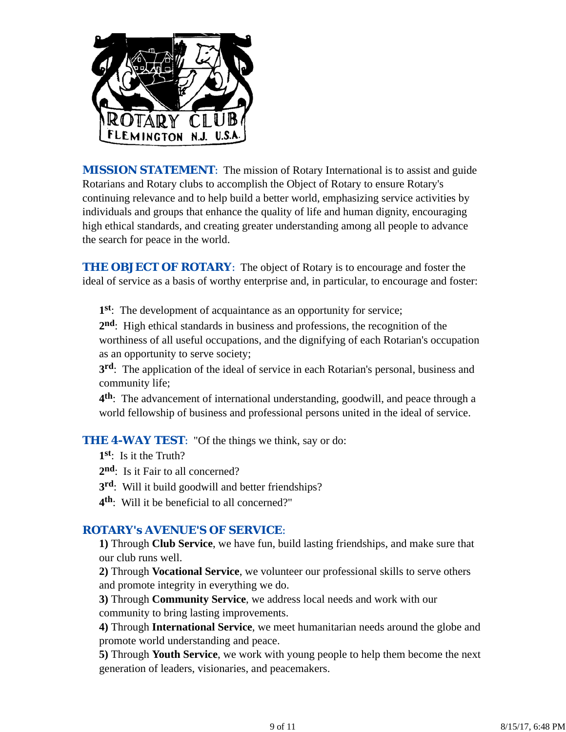ROTARY CLUB
FLEMINGTON N.J. U.S.A.

**MISSION STATEMENT**: The mission of Rotary International is to assist and guide Rotarians and Rotary clubs to accomplish the Object of Rotary to ensure Rotary's continuing relevance and to help build a better world, emphasizing service activities by individuals and groups that enhance the quality of life and human dignity, encouraging high ethical standards, and creating greater understanding among all people to advance the search for peace in the world.

**THE OBJECT OF ROTARY**: The object of Rotary is to encourage and foster the ideal of service as a basis of worthy enterprise and, in particular, to encourage and foster:

**1st**: The development of acquaintance as an opportunity for service;
**2nd**: High ethical standards in business and professions, the recognition of the worthiness of all useful occupations, and the dignifying of each Rotarian's occupation as an opportunity to serve society;
**3rd**: The application of the ideal of service in each Rotarian's personal, business and community life;
**4th**: The advancement of international understanding, goodwill, and peace through a world fellowship of business and professional persons united in the ideal of service.

**THE 4-WAY TEST**: "Of the things we think, say or do:

**1st**: Is it the Truth?
**2nd**: Is it Fair to all concerned?
**3rd**: Will it build goodwill and better friendships?
**4th**: Will it be beneficial to all concerned?"

**ROTARY's AVENUE'S OF SERVICE**:

**1)** Through **Club Service**, we have fun, build lasting friendships, and make sure that our club runs well.
**2)** Through **Vocational Service**, we volunteer our professional skills to serve others and promote integrity in everything we do.
**3)** Through **Community Service**, we address local needs and work with our community to bring lasting improvements.
**4)** Through **International Service**, we meet humanitarian needs around the globe and promote world understanding and peace.
**5)** Through **Youth Service**, we work with young people to help them become the next generation of leaders, visionaries, and peacemakers.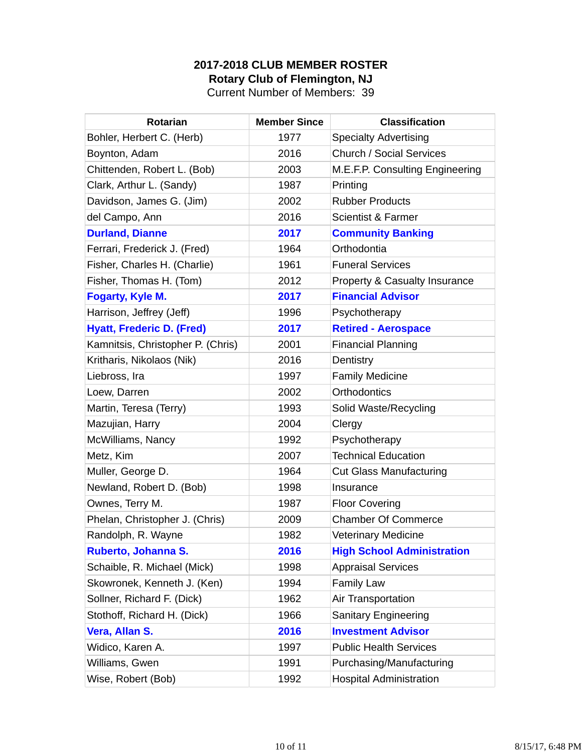# 2017-2018 CLUB MEMBER ROSTER
## Rotary Club of Flemington, NJ
Current Number of Members: 39

| Rotarian | Member Since | Classification |
|---|---|---|
| Bohler, Herbert C. (Herb) | 1977 | Specialty Advertising |
| Boynton, Adam | 2016 | Church / Social Services |
| Chittenden, Robert L. (Bob) | 2003 | M.E.F.P. Consulting Engineering |
| Clark, Arthur L. (Sandy) | 1987 | Printing |
| Davidson, James G. (Jim) | 2002 | Rubber Products |
| del Campo, Ann | 2016 | Scientist & Farmer |
| **Durland, Dianne** | **2017** | **Community Banking** |
| Ferrari, Frederick J. (Fred) | 1964 | Orthodontia |
| Fisher, Charles H. (Charlie) | 1961 | Funeral Services |
| Fisher, Thomas H. (Tom) | 2012 | Property & Casualty Insurance |
| **Fogarty, Kyle M.** | **2017** | **Financial Advisor** |
| Harrison, Jeffrey (Jeff) | 1996 | Psychotherapy |
| **Hyatt, Frederic D. (Fred)** | **2017** | **Retired - Aerospace** |
| Kamnitsis, Christopher P. (Chris) | 2001 | Financial Planning |
| Kritharis, Nikolaos (Nik) | 2016 | Dentistry |
| Liebross, Ira | 1997 | Family Medicine |
| Loew, Darren | 2002 | Orthodontics |
| Martin, Teresa (Terry) | 1993 | Solid Waste/Recycling |
| Mazujian, Harry | 2004 | Clergy |
| McWilliams, Nancy | 1992 | Psychotherapy |
| Metz, Kim | 2007 | Technical Education |
| Muller, George D. | 1964 | Cut Glass Manufacturing |
| Newland, Robert D. (Bob) | 1998 | Insurance |
| Ownes, Terry M. | 1987 | Floor Covering |
| Phelan, Christopher J. (Chris) | 2009 | Chamber Of Commerce |
| Randolph, R. Wayne | 1982 | Veterinary Medicine |
| **Ruberto, Johanna S.** | **2016** | **High School Administration** |
| Schaible, R. Michael (Mick) | 1998 | Appraisal Services |
| Skowronek, Kenneth J. (Ken) | 1994 | Family Law |
| Sollner, Richard F. (Dick) | 1962 | Air Transportation |
| Stothoff, Richard H. (Dick) | 1966 | Sanitary Engineering |
| **Vera, Allan S.** | **2016** | **Investment Advisor** |
| Widico, Karen A. | 1997 | Public Health Services |
| Williams, Gwen | 1991 | Purchasing/Manufacturing |
| Wise, Robert (Bob) | 1992 | Hospital Administration |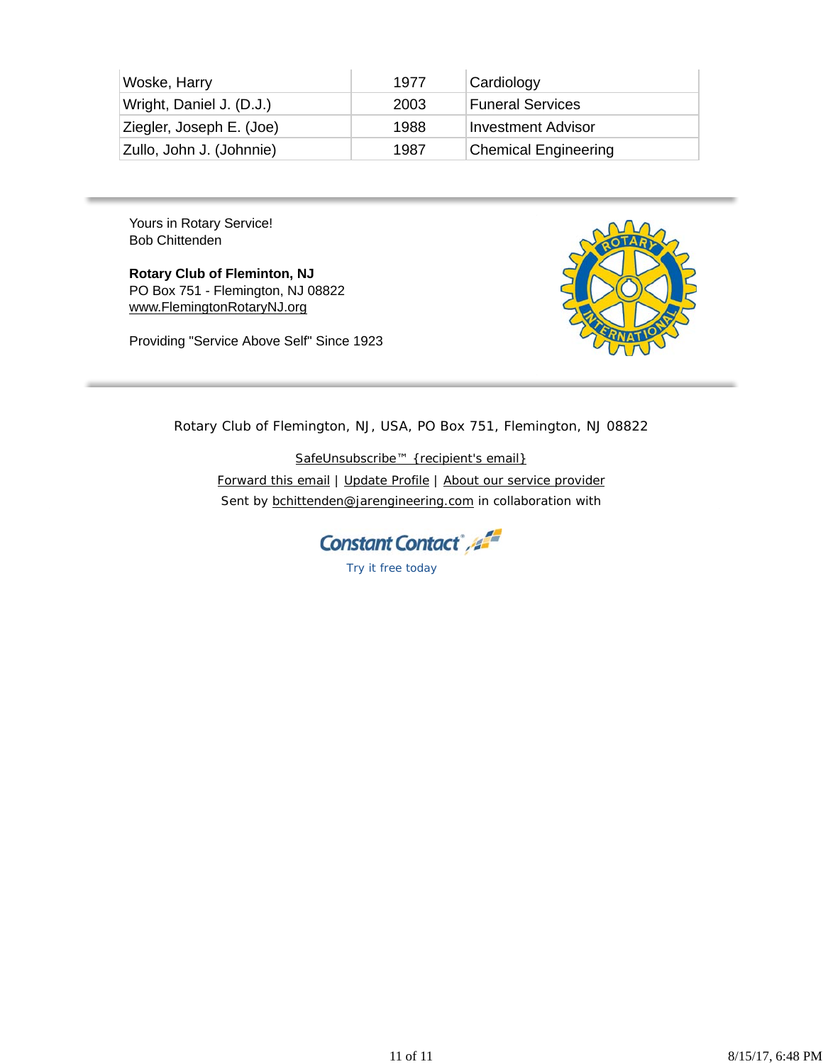| | | |
|---|---|---|
| Woske, Harry | 1977 | Cardiology |
| Wright, Daniel J. (D.J.) | 2003 | Funeral Services |
| Ziegler, Joseph E. (Joe) | 1988 | Investment Advisor |
| Zullo, John J. (Johnnie) | 1987 | Chemical Engineering |

Yours in Rotary Service!
Bob Chittenden

**Rotary Club of Fleminton, NJ**
PO Box 751 - Flemington, NJ 08822
www.FlemingtonRotaryNJ.org

Providing "Service Above Self" Since 1923

Rotary Club of Flemington, NJ, USA, PO Box 751, Flemington, NJ 08822

SafeUnsubscribe™ {recipient's email}

Forward this email | Update Profile | About our service provider

Sent by bchittenden@jarengineering.com in collaboration with

Constant Contact

Try it free today